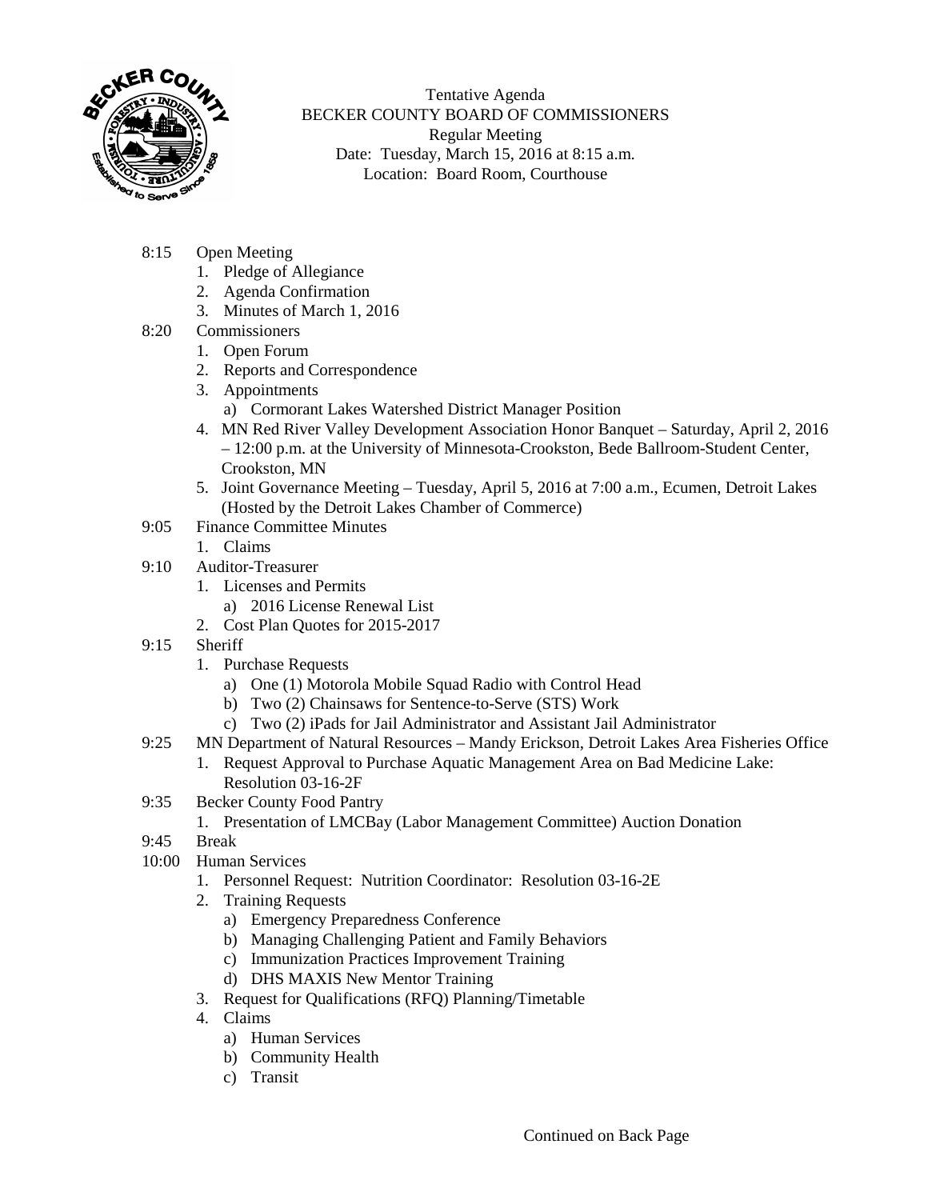Tentative Agenda
BECKER COUNTY BOARD OF COMMISSIONERS
Regular Meeting
Date: Tuesday, March 15, 2016 at 8:15 a.m.
Location: Board Room, Courthouse

8:15 Open Meeting
1. Pledge of Allegiance
2. Agenda Confirmation
3. Minutes of March 1, 2016

8:20 Commissioners
1. Open Forum
2. Reports and Correspondence
3. Appointments
   a) Cormorant Lakes Watershed District Manager Position
4. MN Red River Valley Development Association Honor Banquet – Saturday, April 2, 2016 – 12:00 p.m. at the University of Minnesota-Crookston, Bede Ballroom-Student Center, Crookston, MN
5. Joint Governance Meeting – Tuesday, April 5, 2016 at 7:00 a.m., Ecumen, Detroit Lakes (Hosted by the Detroit Lakes Chamber of Commerce)

9:05 Finance Committee Minutes
1. Claims

9:10 Auditor-Treasurer
1. Licenses and Permits
   a) 2016 License Renewal List
2. Cost Plan Quotes for 2015-2017

9:15 Sheriff
1. Purchase Requests
   a) One (1) Motorola Mobile Squad Radio with Control Head
   b) Two (2) Chainsaws for Sentence-to-Serve (STS) Work
   c) Two (2) iPads for Jail Administrator and Assistant Jail Administrator

9:25 MN Department of Natural Resources – Mandy Erickson, Detroit Lakes Area Fisheries Office
1. Request Approval to Purchase Aquatic Management Area on Bad Medicine Lake: Resolution 03-16-2F

9:35 Becker County Food Pantry
1. Presentation of LMCBay (Labor Management Committee) Auction Donation

9:45 Break

10:00 Human Services
1. Personnel Request: Nutrition Coordinator: Resolution 03-16-2E
2. Training Requests
   a) Emergency Preparedness Conference
   b) Managing Challenging Patient and Family Behaviors
   c) Immunization Practices Improvement Training
   d) DHS MAXIS New Mentor Training
3. Request for Qualifications (RFQ) Planning/Timetable
4. Claims
   a) Human Services
   b) Community Health
   c) Transit

Continued on Back Page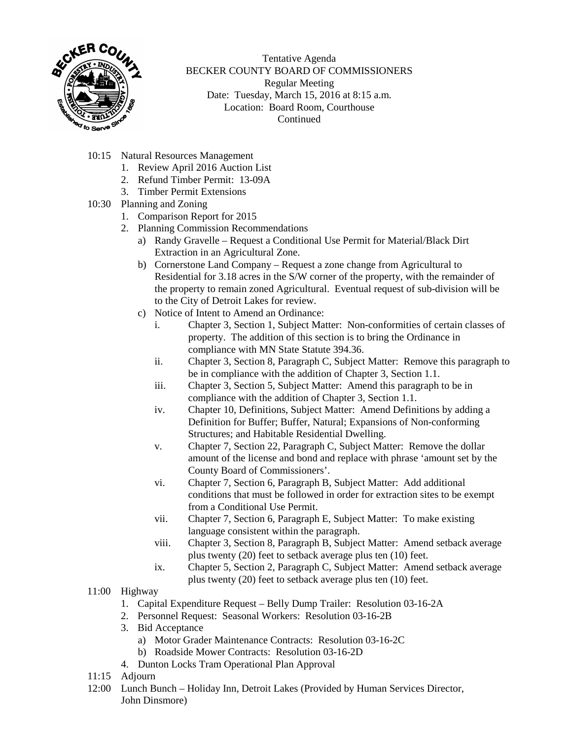Tentative Agenda
BECKER COUNTY BOARD OF COMMISSIONERS
Regular Meeting
Date: Tuesday, March 15, 2016 at 8:15 a.m.
Location: Board Room, Courthouse
Continued

10:15 Natural Resources Management
1. Review April 2016 Auction List
2. Refund Timber Permit: 13-09A
3. Timber Permit Extensions

10:30 Planning and Zoning
1. Comparison Report for 2015
2. Planning Commission Recommendations
   a) Randy Gravelle – Request a Conditional Use Permit for Material/Black Dirt Extraction in an Agricultural Zone.
   b) Cornerstone Land Company – Request a zone change from Agricultural to Residential for 3.18 acres in the S/W corner of the property, with the remainder of the property to remain zoned Agricultural. Eventual request of sub-division will be to the City of Detroit Lakes for review.
   c) Notice of Intent to Amend an Ordinance:
      i. Chapter 3, Section 1, Subject Matter: Non-conformities of certain classes of property. The addition of this section is to bring the Ordinance in compliance with MN State Statute 394.36.
      ii. Chapter 3, Section 8, Paragraph C, Subject Matter: Remove this paragraph to be in compliance with the addition of Chapter 3, Section 1.1.
      iii. Chapter 3, Section 5, Subject Matter: Amend this paragraph to be in compliance with the addition of Chapter 3, Section 1.1.
      iv. Chapter 10, Definitions, Subject Matter: Amend Definitions by adding a Definition for Buffer; Buffer, Natural; Expansions of Non-conforming Structures; and Habitable Residential Dwelling.
      v. Chapter 7, Section 22, Paragraph C, Subject Matter: Remove the dollar amount of the license and bond and replace with phrase 'amount set by the County Board of Commissioners'.
      vi. Chapter 7, Section 6, Paragraph B, Subject Matter: Add additional conditions that must be followed in order for extraction sites to be exempt from a Conditional Use Permit.
      vii. Chapter 7, Section 6, Paragraph E, Subject Matter: To make existing language consistent within the paragraph.
      viii. Chapter 3, Section 8, Paragraph B, Subject Matter: Amend setback average plus twenty (20) feet to setback average plus ten (10) feet.
      ix. Chapter 5, Section 2, Paragraph C, Subject Matter: Amend setback average plus twenty (20) feet to setback average plus ten (10) feet.

11:00 Highway
1. Capital Expenditure Request – Belly Dump Trailer: Resolution 03-16-2A
2. Personnel Request: Seasonal Workers: Resolution 03-16-2B
3. Bid Acceptance
   a) Motor Grader Maintenance Contracts: Resolution 03-16-2C
   b) Roadside Mower Contracts: Resolution 03-16-2D
4. Dunton Locks Tram Operational Plan Approval

11:15 Adjourn

12:00 Lunch Bunch – Holiday Inn, Detroit Lakes (Provided by Human Services Director, John Dinsmore)